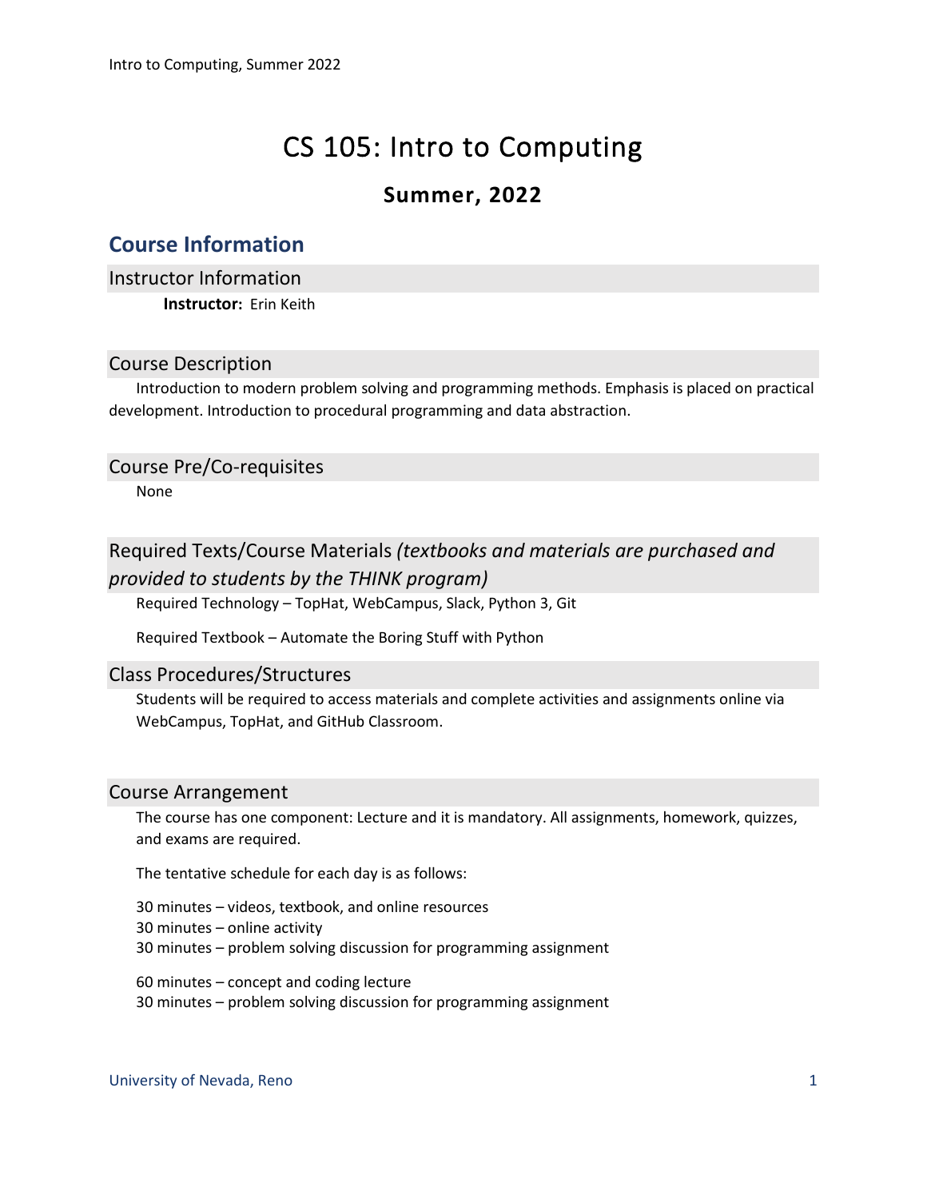# CS 105: Intro to Computing

## Summer, 2022

## Course Information

### Instructor Information

**Instructor:** Erin Keith

### Course Description

Introduction to modern problem solving and programming methods. Emphasis is placed on practical development. Introduction to procedural programming and data abstraction.

### Course Pre/Co-requisites

None

### Required Texts/Course Materials *(textbooks and materials are purchased and provided to students by the THINK program)*

Required Technology – TopHat, WebCampus, Slack, Python 3, Git

Required Textbook – Automate the Boring Stuff with Python

### Class Procedures/Structures

Students will be required to access materials and complete activities and assignments online via WebCampus, TopHat, and GitHub Classroom.

### Course Arrangement

The course has one component: Lecture and it is mandatory. All assignments, homework, quizzes, and exams are required.

The tentative schedule for each day is as follows:

30 minutes – videos, textbook, and online resources
30 minutes – online activity
30 minutes – problem solving discussion for programming assignment

60 minutes – concept and coding lecture
30 minutes – problem solving discussion for programming assignment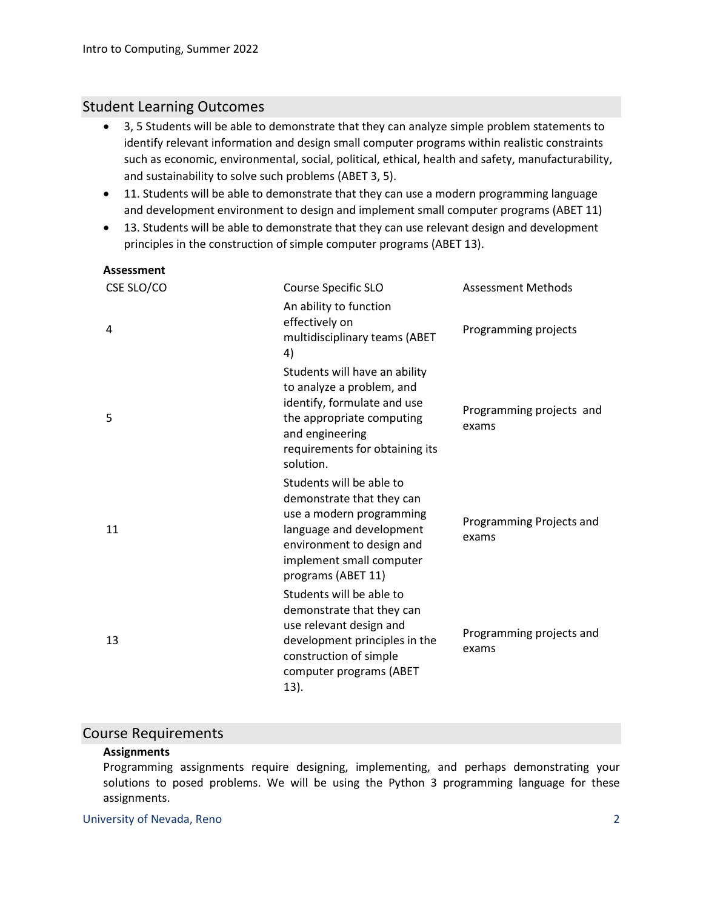## Student Learning Outcomes

- 3, 5 Students will be able to demonstrate that they can analyze simple problem statements to identify relevant information and design small computer programs within realistic constraints such as economic, environmental, social, political, ethical, health and safety, manufacturability, and sustainability to solve such problems (ABET 3, 5).
- 11. Students will be able to demonstrate that they can use a modern programming language and development environment to design and implement small computer programs (ABET 11)
- 13. Students will be able to demonstrate that they can use relevant design and development principles in the construction of simple computer programs (ABET 13).

**Assessment**

| CSE SLO/CO | Course Specific SLO | Assessment Methods |
|---|---|---|
| 4 | An ability to function effectively on multidisciplinary teams (ABET 4) | Programming projects |
| 5 | Students will have an ability to analyze a problem, and identify, formulate and use the appropriate computing and engineering requirements for obtaining its solution. | Programming projects and exams |
| 11 | Students will be able to demonstrate that they can use a modern programming language and development environment to design and implement small computer programs (ABET 11) | Programming Projects and exams |
| 13 | Students will be able to demonstrate that they can use relevant design and development principles in the construction of simple computer programs (ABET 13). | Programming projects and exams |

## Course Requirements

**Assignments**

Programming assignments require designing, implementing, and perhaps demonstrating your solutions to posed problems. We will be using the Python 3 programming language for these assignments.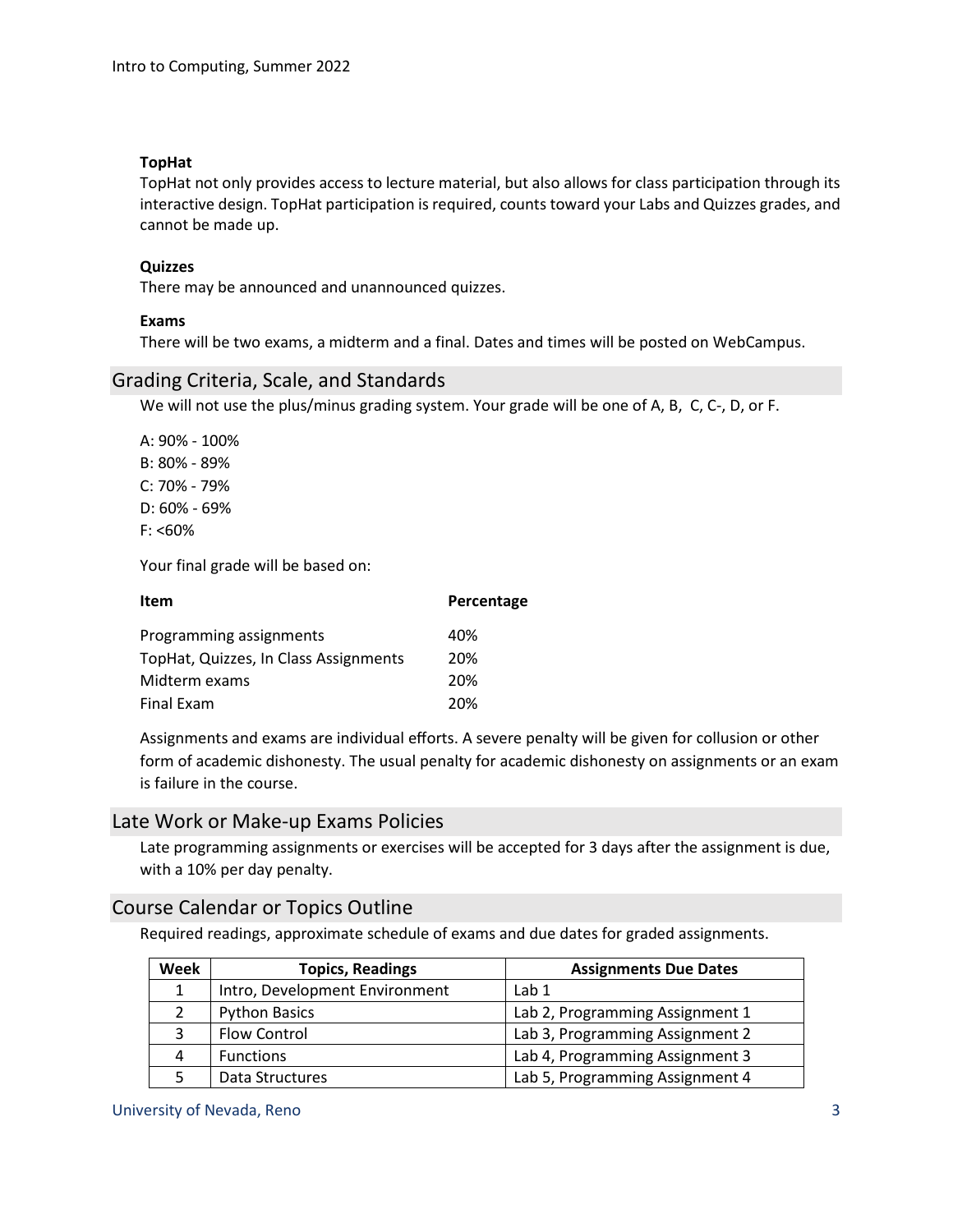### TopHat

TopHat not only provides access to lecture material, but also allows for class participation through its interactive design. TopHat participation is required, counts toward your Labs and Quizzes grades, and cannot be made up.

### Quizzes

There may be announced and unannounced quizzes.

### Exams

There will be two exams, a midterm and a final. Dates and times will be posted on WebCampus.

## Grading Criteria, Scale, and Standards

We will not use the plus/minus grading system. Your grade will be one of A, B, C, C-, D, or F.

A: 90% - 100%
B: 80% - 89%
C: 70% - 79%
D: 60% - 69%
F: <60%

Your final grade will be based on:

| Item | Percentage |
|---|---|
| Programming assignments | 40% |
| TopHat, Quizzes, In Class Assignments | 20% |
| Midterm exams | 20% |
| Final Exam | 20% |

Assignments and exams are individual efforts. A severe penalty will be given for collusion or other form of academic dishonesty. The usual penalty for academic dishonesty on assignments or an exam is failure in the course.

## Late Work or Make-up Exams Policies

Late programming assignments or exercises will be accepted for 3 days after the assignment is due, with a 10% per day penalty.

## Course Calendar or Topics Outline

Required readings, approximate schedule of exams and due dates for graded assignments.

| Week | Topics, Readings | Assignments Due Dates |
|---|---|---|
| 1 | Intro, Development Environment | Lab 1 |
| 2 | Python Basics | Lab 2, Programming Assignment 1 |
| 3 | Flow Control | Lab 3, Programming Assignment 2 |
| 4 | Functions | Lab 4, Programming Assignment 3 |
| 5 | Data Structures | Lab 5, Programming Assignment 4 |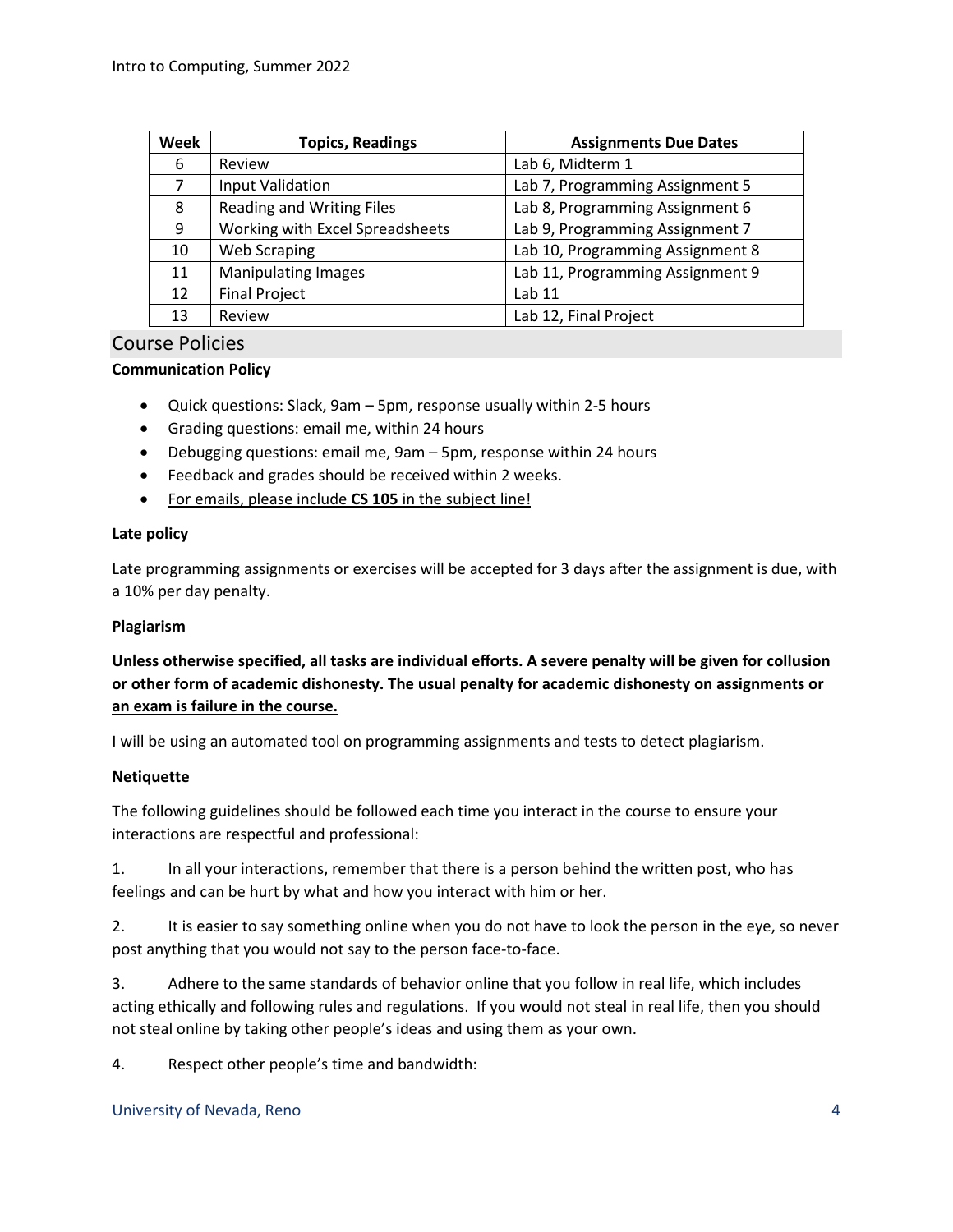| Week | Topics, Readings | Assignments Due Dates |
|---|---|---|
| 6 | Review | Lab 6, Midterm 1 |
| 7 | Input Validation | Lab 7, Programming Assignment 5 |
| 8 | Reading and Writing Files | Lab 8, Programming Assignment 6 |
| 9 | Working with Excel Spreadsheets | Lab 9, Programming Assignment 7 |
| 10 | Web Scraping | Lab 10, Programming Assignment 8 |
| 11 | Manipulating Images | Lab 11, Programming Assignment 9 |
| 12 | Final Project | Lab 11 |
| 13 | Review | Lab 12, Final Project |

## Course Policies

**Communication Policy**

- Quick questions: Slack, 9am – 5pm, response usually within 2-5 hours
- Grading questions: email me, within 24 hours
- Debugging questions: email me, 9am – 5pm, response within 24 hours
- Feedback and grades should be received within 2 weeks.
- For emails, please include **CS 105** in the subject line!

**Late policy**

Late programming assignments or exercises will be accepted for 3 days after the assignment is due, with a 10% per day penalty.

**Plagiarism**

**Unless otherwise specified, all tasks are individual efforts. A severe penalty will be given for collusion or other form of academic dishonesty. The usual penalty for academic dishonesty on assignments or an exam is failure in the course.**

I will be using an automated tool on programming assignments and tests to detect plagiarism.

**Netiquette**

The following guidelines should be followed each time you interact in the course to ensure your interactions are respectful and professional:

1. In all your interactions, remember that there is a person behind the written post, who has feelings and can be hurt by what and how you interact with him or her.

2. It is easier to say something online when you do not have to look the person in the eye, so never post anything that you would not say to the person face-to-face.

3. Adhere to the same standards of behavior online that you follow in real life, which includes acting ethically and following rules and regulations. If you would not steal in real life, then you should not steal online by taking other people's ideas and using them as your own.

4. Respect other people's time and bandwidth: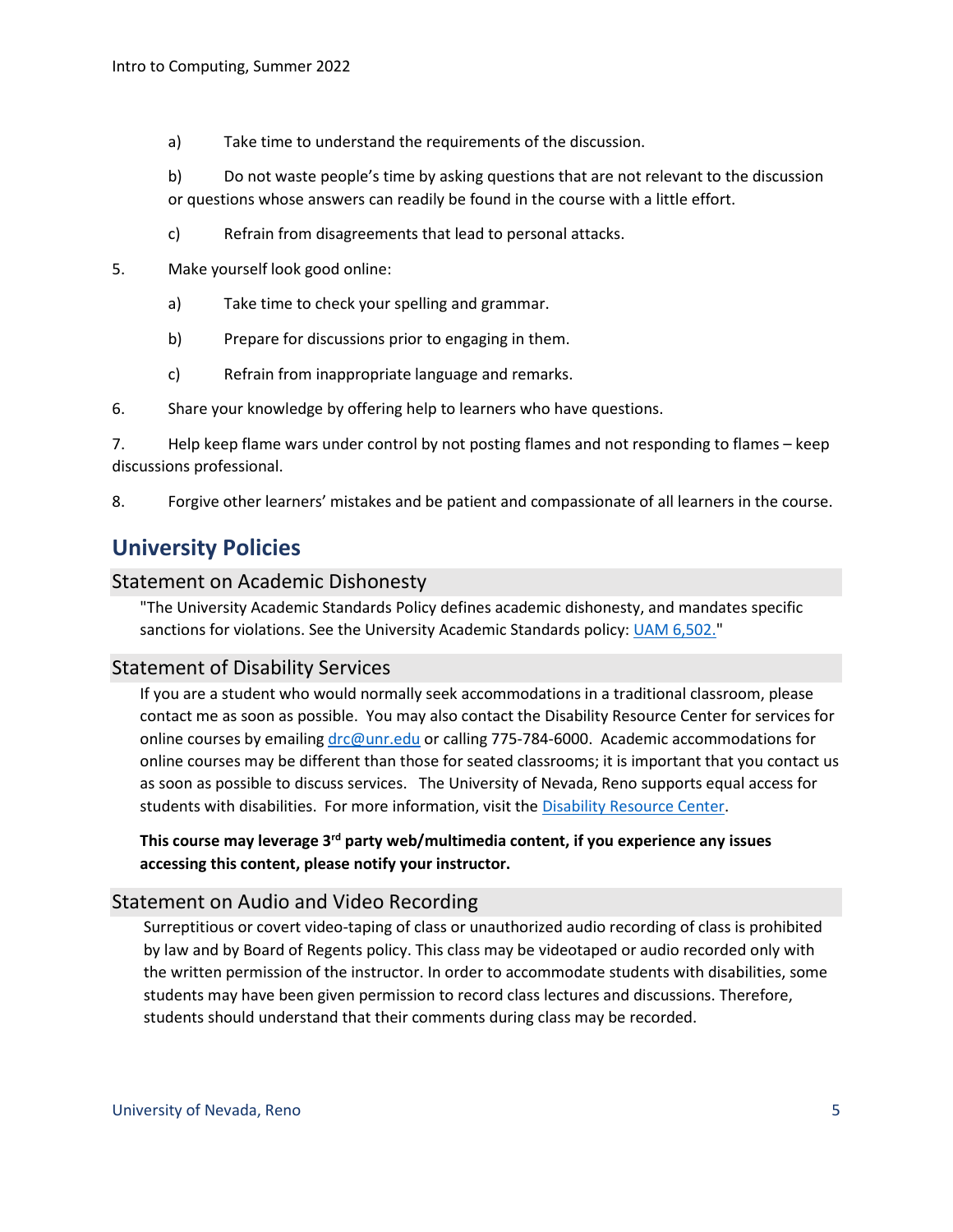a) Take time to understand the requirements of the discussion.

b) Do not waste people's time by asking questions that are not relevant to the discussion or questions whose answers can readily be found in the course with a little effort.

c) Refrain from disagreements that lead to personal attacks.

5. Make yourself look good online:

   a) Take time to check your spelling and grammar.

   b) Prepare for discussions prior to engaging in them.

   c) Refrain from inappropriate language and remarks.

6. Share your knowledge by offering help to learners who have questions.

7. Help keep flame wars under control by not posting flames and not responding to flames – keep discussions professional.

8. Forgive other learners' mistakes and be patient and compassionate of all learners in the course.

## University Policies

### Statement on Academic Dishonesty

"The University Academic Standards Policy defines academic dishonesty, and mandates specific sanctions for violations. See the University Academic Standards policy: UAM 6,502."

### Statement of Disability Services

If you are a student who would normally seek accommodations in a traditional classroom, please contact me as soon as possible. You may also contact the Disability Resource Center for services for online courses by emailing drc@unr.edu or calling 775-784-6000. Academic accommodations for online courses may be different than those for seated classrooms; it is important that you contact us as soon as possible to discuss services. The University of Nevada, Reno supports equal access for students with disabilities. For more information, visit the Disability Resource Center.

**This course may leverage 3rd party web/multimedia content, if you experience any issues accessing this content, please notify your instructor.**

### Statement on Audio and Video Recording

Surreptitious or covert video-taping of class or unauthorized audio recording of class is prohibited by law and by Board of Regents policy. This class may be videotaped or audio recorded only with the written permission of the instructor. In order to accommodate students with disabilities, some students may have been given permission to record class lectures and discussions. Therefore, students should understand that their comments during class may be recorded.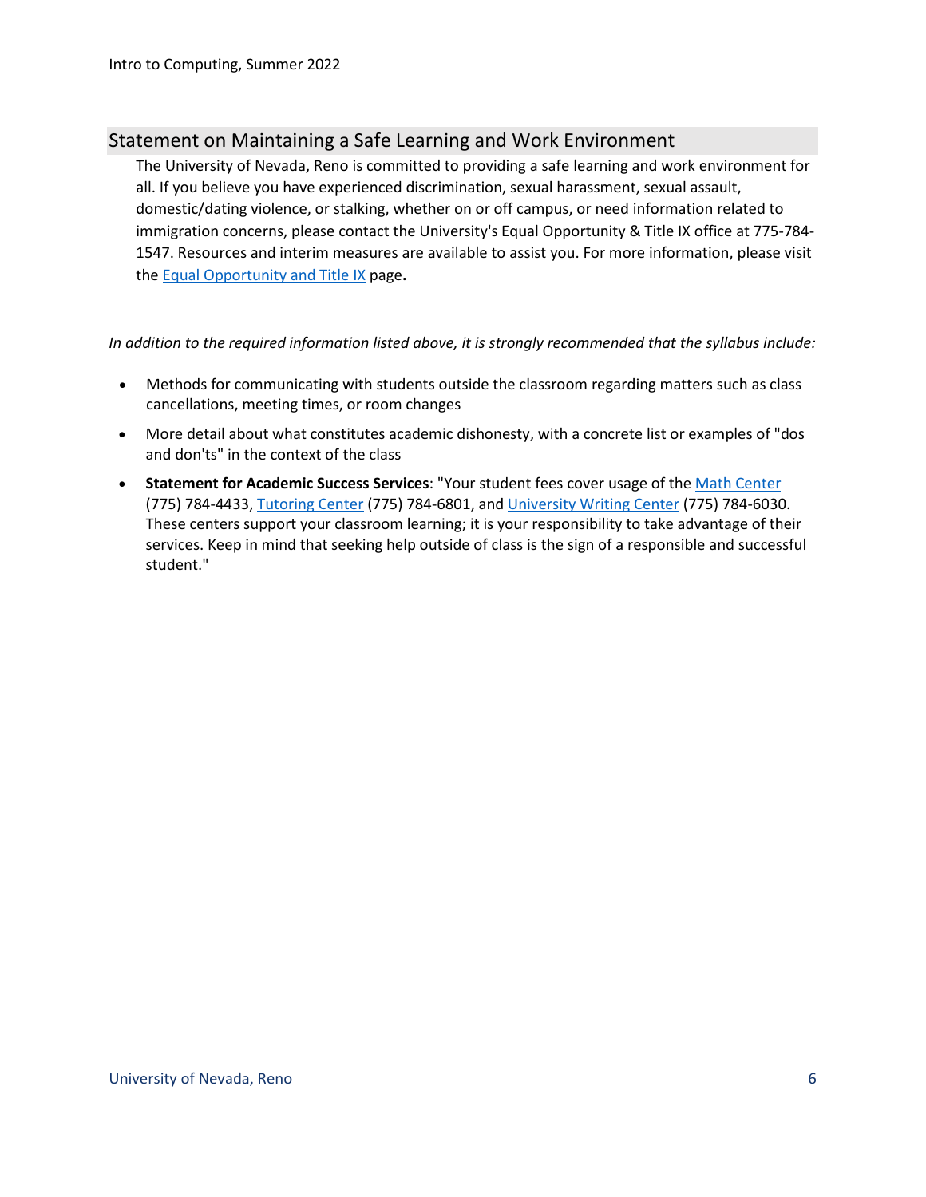## Statement on Maintaining a Safe Learning and Work Environment

The University of Nevada, Reno is committed to providing a safe learning and work environment for all. If you believe you have experienced discrimination, sexual harassment, sexual assault, domestic/dating violence, or stalking, whether on or off campus, or need information related to immigration concerns, please contact the University's Equal Opportunity & Title IX office at 775-784-1547. Resources and interim measures are available to assist you. For more information, please visit the Equal Opportunity and Title IX page**.**

*In addition to the required information listed above, it is strongly recommended that the syllabus include:*

- Methods for communicating with students outside the classroom regarding matters such as class cancellations, meeting times, or room changes
- More detail about what constitutes academic dishonesty, with a concrete list or examples of "dos and don'ts" in the context of the class
- **Statement for Academic Success Services**: "Your student fees cover usage of the Math Center (775) 784-4433, Tutoring Center (775) 784-6801, and University Writing Center (775) 784-6030. These centers support your classroom learning; it is your responsibility to take advantage of their services. Keep in mind that seeking help outside of class is the sign of a responsible and successful student."